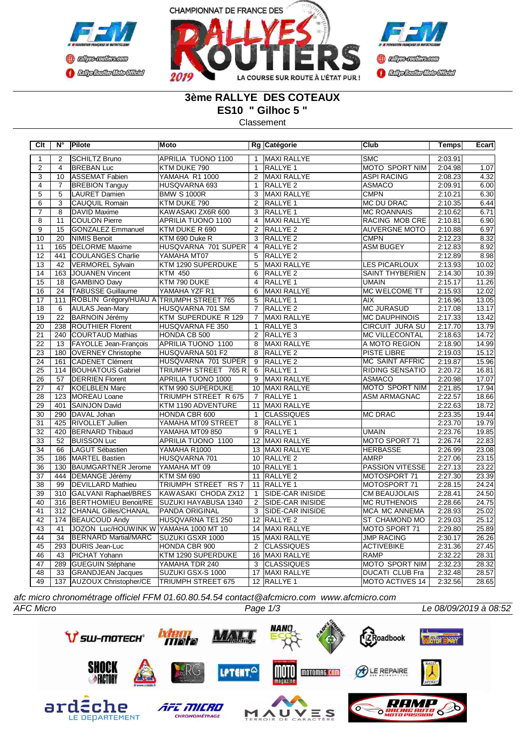# 3ème RALLYE DES COTEAUX

## ES10 " Gilhoc 5 "

Classement

| Clt | N° | Pilote | Moto | Rg | Catégorie | Club | Temps | Ecart |
|---|---|---|---|---|---|---|---|---|
| 1 | 2 | SCHILTZ Bruno | APRILIA TUONO 1100 | 1 | MAXI RALLYE | SMC | 2:03.91 | |
| 2 | 4 | BREBAN Luc | KTM DUKE 790 | 1 | RALLYE 1 | MOTO SPORT NIM | 2:04.98 | 1.07 |
| 3 | 10 | ASSEMAT Fabien | YAMAHA R1 1000 | 2 | MAXI RALLYE | ASPI RACING | 2:08.23 | 4.32 |
| 4 | 7 | BREBION Tanguy | HUSQVARNA 693 | 1 | RALLYE 2 | ASMACO | 2:09.91 | 6.00 |
| 5 | 5 | LAURET Damien | BMW S 1000R | 3 | MAXI RALLYE | CMPN | 2:10.21 | 6.30 |
| 6 | 3 | CAUQUIL Romain | KTM DUKE 790 | 2 | RALLYE 1 | MC DU DRAC | 2:10.35 | 6.44 |
| 7 | 8 | DAVID Maxime | KAWASAKI ZX6R 600 | 3 | RALLYE 1 | MC ROANNAIS | 2:10.62 | 6.71 |
| 8 | 11 | COULON Pierre | APRILIA TUONO 1100 | 4 | MAXI RALLYE | RACING MOB CRE | 2:10.81 | 6.90 |
| 9 | 15 | GONZALEZ Emmanuel | KTM DUKE R 690 | 2 | RALLYE 2 | AUVERGNE MOTO | 2:10.88 | 6.97 |
| 10 | 20 | NIMIS Benoit | KTM 690 Duke R | 3 | RALLYE 2 | CMPN | 2:12.23 | 8.32 |
| 11 | 165 | DELORME Maxime | HUSQVARNA 701 SUPER | 4 | RALLYE 2 | ASM BUGEY | 2:12.83 | 8.92 |
| 12 | 441 | COULANGES Charlie | YAMAHA MT07 | 5 | RALLYE 2 | | 2:12.89 | 8.98 |
| 13 | 42 | VERMOREL Sylvain | KTM 1290 SUPERDUKE | 5 | MAXI RALLYE | LES PICARLOUX | 2:13.93 | 10.02 |
| 14 | 163 | JOUANEN Vincent | KTM 450 | 6 | RALLYE 2 | SAINT THYBERIEN | 2:14.30 | 10.39 |
| 15 | 18 | GAMBINO Davy | KTM 790 DUKE | 4 | RALLYE 1 | UMAIN | 2:15.17 | 11.26 |
| 16 | 24 | TABUSSE Guillaume | YAMAHA YZF R1 | 6 | MAXI RALLYE | MC WELCOME TT | 2:15.93 | 12.02 |
| 17 | 111 | ROBLIN Grégory/HUAU A | TRIUMPH STREET 765 | 5 | RALLYE 1 | AIX | 2:16.96 | 13.05 |
| 18 | 6 | AULAS Jean-Mary | HUSQVARNA 701 SM | 7 | RALLYE 2 | MC JURASUD | 2:17.08 | 13.17 |
| 19 | 22 | BARNOIN Jérémy | KTM SUPERDUKE R 129 | 7 | MAXI RALLYE | MC DAUPHINOIS | 2:17.33 | 13.42 |
| 20 | 238 | ROUTHIER Florent | HUSQVARNA FE 350 | 1 | RALLYE 3 | CIRCUIT JURA SU | 2:17.70 | 13.79 |
| 21 | 240 | COURTAUD Mathias | HONDA CB 500 | 2 | RALLYE 3 | MC VILLECONTAL | 2:18.63 | 14.72 |
| 22 | 13 | FAYOLLE Jean-François | APRILIA TUONO 1100 | 8 | MAXI RALLYE | A MOTO REGION | 2:18.90 | 14.99 |
| 23 | 180 | OVERNEY Christophe | HUSQVARNA 501 F2 | 8 | RALLYE 2 | PISTE LIBRE | 2:19.03 | 15.12 |
| 24 | 161 | CADENET Clément | HUSQVARNA 701 SUPER | 9 | RALLYE 2 | MC SAINT AFFRIC | 2:19.87 | 15.96 |
| 25 | 114 | BOUHATOUS Gabriel | TRIUMPH STREET 765 R | 6 | RALLYE 1 | RIDING SENSATIO | 2:20.72 | 16.81 |
| 26 | 57 | DERRIEN Florent | APRILIA TUONO 1000 | 9 | MAXI RALLYE | ASMACO | 2:20.98 | 17.07 |
| 27 | 47 | KOELBLEN Marc | KTM 990 SUPERDUKE | 10 | MAXI RALLYE | MOTO SPORT NIM | 2:21.85 | 17.94 |
| 28 | 123 | MOREAU Loane | TRIUMPH STREET R 675 | 7 | RALLYE 1 | ASM ARMAGNAC | 2:22.57 | 18.66 |
| 29 | 401 | SAINJON David | KTM 1190 ADVENTURE | 11 | MAXI RALLYE | | 2:22.63 | 18.72 |
| 30 | 290 | DAVAL Johan | HONDA CBR 600 | 1 | CLASSIQUES | MC DRAC | 2:23.35 | 19.44 |
| 31 | 425 | RIVOLLET Jullien | YAMAHA MT09 STREET | 8 | RALLYE 1 | | 2:23.70 | 19.79 |
| 32 | 420 | BERNARD Thibaud | YAMAHA MT09 850 | 9 | RALLYE 1 | UMAIN | 2:23.76 | 19.85 |
| 33 | 52 | BUISSON Luc | APRILIA TUONO 1100 | 12 | MAXI RALLYE | MOTO SPORT 71 | 2:26.74 | 22.83 |
| 34 | 66 | LAGUT Sébastien | YAMAHA R1000 | 13 | MAXI RALLYE | HERBASSE | 2:26.99 | 23.08 |
| 35 | 186 | MARTEL Bastien | HUSQVARNA 701 | 10 | RALLYE 2 | AMRP | 2:27.06 | 23.15 |
| 36 | 130 | BAUMGARTNER Jerome | YAMAHA MT 09 | 10 | RALLYE 1 | PASSION VITESSE | 2:27.13 | 23.22 |
| 37 | 444 | DEMANGE Jérémy | KTM SM 690 | 11 | RALLYE 2 | MOTOSPORT 71 | 2:27.30 | 23.39 |
| 38 | 99 | DEVILLARD Mathieu | TRIUMPH STREET RS 7 | 11 | RALLYE 1 | MOTOSPORT 71 | 2:28.15 | 24.24 |
| 39 | 310 | GALVANI Raphael/BRES | KAWASAKI CHODA ZX12 | 1 | SIDE-CAR INISIDE | CM BEAUJOLAIS | 2:28.41 | 24.50 |
| 40 | 316 | BERTHOMIEU Benoit/RE | SUZUKI HAYABUSA 1340 | 2 | SIDE-CAR INISIDE | MC RUTHENOIS | 2:28.66 | 24.75 |
| 41 | 312 | CHANAL Gilles/CHANAL | PANDA ORIGINAL | 3 | SIDE-CAR INISIDE | MCA MC ANNEMA | 2:28.93 | 25.02 |
| 42 | 174 | BEAUCOUD Andy | HUSQVARNA TE1 250 | 12 | RALLYE 2 | ST CHAMOND MO | 2:29.03 | 25.12 |
| 43 | 41 | JOZON Luc/HOUWINK W | YAMAHA 1000 MT 10 | 14 | MAXI RALLYE | MOTO SPORT 71 | 2:29.80 | 25.89 |
| 44 | 34 | BERNARD Martial/MARC | SUZUKI GSXR 1000 | 15 | MAXI RALLYE | JMP RACING | 2:30.17 | 26.26 |
| 45 | 293 | DURIS Jean-Luc | HONDA CBR 900 | 2 | CLASSIQUES | ACTIVEBIKE | 2:31.36 | 27.45 |
| 46 | 43 | PICHAT Yohann | KTM 1290 SUPERDUKE | 16 | MAXI RALLYE | RAMP | 2:32.22 | 28.31 |
| 47 | 289 | GUEGUIN Stéphane | YAMAHA TDR 240 | 3 | CLASSIQUES | MOTO SPORT NIM | 2:32.23 | 28.32 |
| 48 | 33 | GRANDJEAN Jacques | SUZUKI GSX-S 1000 | 17 | MAXI RALLYE | DUCATI CLUB Fra | 2:32.48 | 28.57 |
| 49 | 137 | AUZOUX Christopher/CE | TRIUMPH STREET 675 | 12 | RALLYE 1 | MOTO ACTIVES 14 | 2:32.56 | 28.65 |

*afc micro chronométrage officiel FFM 01.60.80.54.54 contact@afcmicro.com www.afcmicro.com*

*AFC Micro* — Le 08/09/2019 à 08:52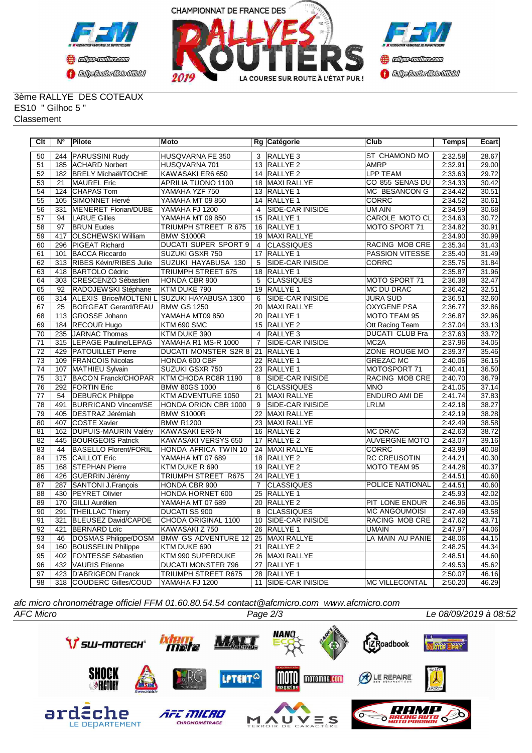3ème RALLYE DES COTEAUX
ES10 " Gilhoc 5 "
Classement

| Clt | N° | Pilote | Moto | Rg | Catégorie | Club | Temps | Ecart |
|---|---|---|---|---|---|---|---|---|
| 50 | 244 | PARUSSINI Rudy | HUSQVARNA FE 350 | 3 | RALLYE 3 | ST CHAMOND MO | 2:32.58 | 28.67 |
| 51 | 185 | ACHARD Norbert | HUSQVARNA 701 | 13 | RALLYE 2 | AMRP | 2:32.91 | 29.00 |
| 52 | 182 | BRELY Michaël/TOCHE | KAWASAKI ER6 650 | 14 | RALLYE 2 | LPP TEAM | 2:33.63 | 29.72 |
| 53 | 21 | MAUREL Eric | APRILIA TUONO 1100 | 18 | MAXI RALLYE | CO 855 SENAS DU | 2:34.33 | 30.42 |
| 54 | 124 | CHAPAS Tom | YAMAHA YZF 750 | 13 | RALLYE 1 | MC BESANCON G | 2:34.42 | 30.51 |
| 55 | 105 | SIMONNET Hervé | YAMAHA MT 09 850 | 14 | RALLYE 1 | CORRC | 2:34.52 | 30.61 |
| 56 | 331 | MENERET Florian/DUBE | YAMAHA FJ 1200 | 4 | SIDE-CAR INISIDE | UM AIN | 2:34.59 | 30.68 |
| 57 | 94 | LARUE Gilles | YAMAHA MT 09 850 | 15 | RALLYE 1 | CAROLE MOTO CL | 2:34.63 | 30.72 |
| 58 | 97 | BRUN Eudes | TRIUMPH STREET R 675 | 16 | RALLYE 1 | MOTO SPORT 71 | 2:34.82 | 30.91 |
| 59 | 417 | OLSCHEWSKI William | BMW S1000R | 19 | MAXI RALLYE | | 2:34.90 | 30.99 |
| 60 | 296 | PIGEAT Richard | DUCATI SUPER SPORT 9 | 4 | CLASSIQUES | RACING MOB CRE | 2:35.34 | 31.43 |
| 61 | 101 | BACCA Riccardo | SUZUKI GSXR 750 | 17 | RALLYE 1 | PASSION VITESSE | 2:35.40 | 31.49 |
| 62 | 313 | RIBES Kévin/RIBES Julie | SUZUKI HAYABUSA 130 | 5 | SIDE-CAR INISIDE | CORRC | 2:35.75 | 31.84 |
| 63 | 418 | BARTOLO Cédric | TRIUMPH STREET 675 | 18 | RALLYE 1 | | 2:35.87 | 31.96 |
| 64 | 303 | CRESCENZO Sébastien | HONDA CBR 900 | 5 | CLASSIQUES | MOTO SPORT 71 | 2:36.38 | 32.47 |
| 65 | 92 | RADOJEWSKI Stéphane | KTM DUKE 790 | 19 | RALLYE 1 | MC DU DRAC | 2:36.42 | 32.51 |
| 66 | 314 | ALEXIS Brice/MOLTENI L | SUZUKI HAYABUSA 1300 | 6 | SIDE-CAR INISIDE | JURA SUD | 2:36.51 | 32.60 |
| 67 | 25 | BORGEAT Gerard/REAU | BMW GS 1250 | 20 | MAXI RALLYE | OXYGENE PSA | 2:36.77 | 32.86 |
| 68 | 113 | GROSSE Johann | YAMAHA MT09 850 | 20 | RALLYE 1 | MOTO TEAM 95 | 2:36.87 | 32.96 |
| 69 | 184 | RECOUR Hugo | KTM 690 SMC | 15 | RALLYE 2 | Ott Racing Team | 2:37.04 | 33.13 |
| 70 | 235 | JARNAC Thomas | KTM DUKE 390 | 4 | RALLYE 3 | DUCATI CLUB Fra | 2:37.63 | 33.72 |
| 71 | 315 | LEPAGE Pauline/LEPAG | YAMAHA R1 MS-R 1000 | 7 | SIDE-CAR INISIDE | MC2A | 2:37.96 | 34.05 |
| 72 | 429 | PATOUILLET Pierre | DUCATI MONSTER S2R 8 | 21 | RALLYE 1 | ZONE ROUGE MO | 2:39.37 | 35.46 |
| 73 | 109 | FRANCOIS Nicolas | HONDA 600 CBF | 22 | RALLYE 1 | GREZAC MC | 2:40.06 | 36.15 |
| 74 | 107 | MATHIEU Sylvain | SUZUKI GSXR 750 | 23 | RALLYE 1 | MOTOSPORT 71 | 2:40.41 | 36.50 |
| 75 | 317 | BACON Franck/CHOPAR | KTM CHODA RC8R 1190 | 8 | SIDE-CAR INISIDE | RACING MOB CRE | 2:40.70 | 36.79 |
| 76 | 292 | FORTIN Eric | BMW 80GS 1000 | 6 | CLASSIQUES | MNO | 2:41.05 | 37.14 |
| 77 | 54 | DEBURCK Philippe | KTM ADVENTURE 1050 | 21 | MAXI RALLYE | ENDURO AMI DE | 2:41.74 | 37.83 |
| 78 | 491 | BURRICAND Vincent/SE | HONDA ORION CBR 1000 | 9 | SIDE-CAR INISIDE | LRLM | 2:42.18 | 38.27 |
| 79 | 405 | DESTRAZ Jérémiah | BMW S1000R | 22 | MAXI RALLYE | | 2:42.19 | 38.28 |
| 80 | 407 | COSTE Xavier | BMW R1200 | 23 | MAXI RALLYE | | 2:42.49 | 38.58 |
| 81 | 162 | DUPUIS-MAURIN Valéry | KAWASAKI ER6-N | 16 | RALLYE 2 | MC DRAC | 2:42.63 | 38.72 |
| 82 | 445 | BOURGEOIS Patrick | KAWASAKI VERSYS 650 | 17 | RALLYE 2 | AUVERGNE MOTO | 2:43.07 | 39.16 |
| 83 | 44 | BASELLO Florent/FORIL | HONDA AFRICA TWIN 10 | 24 | MAXI RALLYE | CORRC | 2:43.99 | 40.08 |
| 84 | 175 | CAILLOT Eric | YAMAHA MT 07 689 | 18 | RALLYE 2 | RC CREUSOTIN | 2:44.21 | 40.30 |
| 85 | 168 | STEPHAN Pierre | KTM DUKE R 690 | 19 | RALLYE 2 | MOTO TEAM 95 | 2:44.28 | 40.37 |
| 86 | 426 | GUERRIN Jérémy | TRIUMPH STREET R675 | 24 | RALLYE 1 | | 2:44.51 | 40.60 |
| 87 | 287 | SANTONI J.François | HONDA CBR 900 | 7 | CLASSIQUES | POLICE NATIONAL | 2:44.51 | 40.60 |
| 88 | 430 | PEYRET Olivier | HONDA HORNET 600 | 25 | RALLYE 1 | | 2:45.93 | 42.02 |
| 89 | 170 | GILLI Aurélien | YAMAHA MT 07 689 | 20 | RALLYE 2 | PIT LONE ENDUR | 2:46.96 | 43.05 |
| 90 | 291 | THEILLAC Thierry | DUCATI SS 900 | 8 | CLASSIQUES | MC ANGOUMOISI | 2:47.49 | 43.58 |
| 91 | 321 | BLEUSEZ David/CAPDE | CHODA ORIGINAL 1100 | 10 | SIDE-CAR INISIDE | RACING MOB CRE | 2:47.62 | 43.71 |
| 92 | 421 | BERNARD Loïc | KAWASAKI Z 750 | 26 | RALLYE 1 | UMAIN | 2:47.97 | 44.06 |
| 93 | 46 | DOSMAS Philippe/DOSM | BMW GS ADVENTURE 12 | 25 | MAXI RALLYE | LA MAIN AU PANIE | 2:48.06 | 44.15 |
| 94 | 160 | BOUSSELIN Philippe | KTM DUKE 690 | 21 | RALLYE 2 | | 2:48.25 | 44.34 |
| 95 | 402 | FONTESSE Sébastien | KTM 990 SUPERDUKE | 26 | MAXI RALLYE | | 2:48.51 | 44.60 |
| 96 | 432 | VAURIS Etienne | DUCATI MONSTER 796 | 27 | RALLYE 1 | | 2:49.53 | 45.62 |
| 97 | 423 | D'ABRIGEON Franck | TRIUMPH STREET R675 | 28 | RALLYE 1 | | 2:50.07 | 46.16 |
| 98 | 318 | COUDERC Gilles/COUD | YAMAHA FJ 1200 | 11 | SIDE-CAR INISIDE | MC VILLECONTAL | 2:50.20 | 46.29 |

*afc micro chronométrage officiel FFM 01.60.80.54.54 contact@afcmicro.com www.afcmicro.com*

*AFC Micro* — *Le 08/09/2019 à 08:52*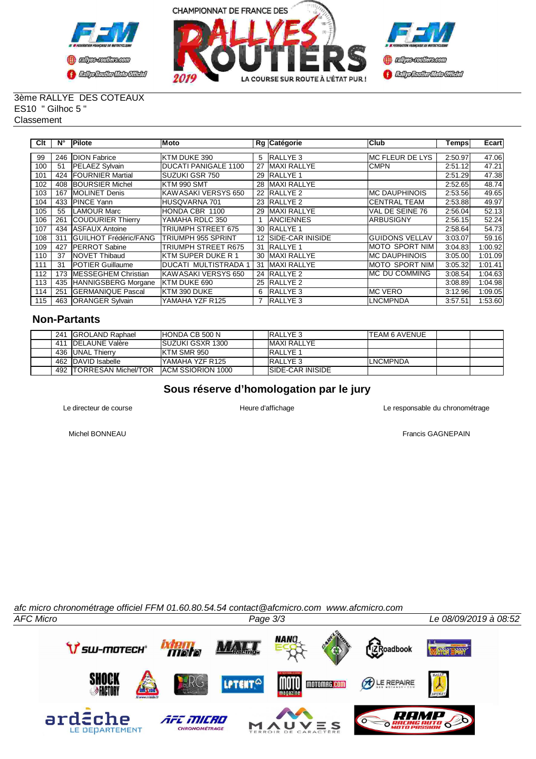3ème RALLYE DES COTEAUX
ES10 " Gilhoc 5 "
Classement

| Clt | N° | Pilote | Moto | Rg | Catégorie | Club | Temps | Ecart |
|---|---|---|---|---|---|---|---|---|
| 99 | 246 | DION Fabrice | KTM DUKE 390 | 5 | RALLYE 3 | MC FLEUR DE LYS | 2:50.97 | 47.06 |
| 100 | 51 | PELAEZ Sylvain | DUCATI PANIGALE 1100 | 27 | MAXI RALLYE | CMPN | 2:51.12 | 47.21 |
| 101 | 424 | FOURNIER Martial | SUZUKI GSR 750 | 29 | RALLYE 1 | | 2:51.29 | 47.38 |
| 102 | 408 | BOURSIER Michel | KTM 990 SMT | 28 | MAXI RALLYE | | 2:52.65 | 48.74 |
| 103 | 167 | MOLINET Denis | KAWASAKI VERSYS 650 | 22 | RALLYE 2 | MC DAUPHINOIS | 2:53.56 | 49.65 |
| 104 | 433 | PINCE Yann | HUSQVARNA 701 | 23 | RALLYE 2 | CENTRAL TEAM | 2:53.88 | 49.97 |
| 105 | 55 | LAMOUR Marc | HONDA CBR 1100 | 29 | MAXI RALLYE | VAL DE SEINE 76 | 2:56.04 | 52.13 |
| 106 | 261 | COUDURIER Thierry | YAMAHA RDLC 350 | 1 | ANCIENNES | ARBUSIGNY | 2:56.15 | 52.24 |
| 107 | 434 | ASFAUX Antoine | TRIUMPH STREET 675 | 30 | RALLYE 1 | | 2:58.64 | 54.73 |
| 108 | 311 | GUILHOT Frédéric/FANG | TRIUMPH 955 SPRINT | 12 | SIDE-CAR INISIDE | GUIDONS VELLAV | 3:03.07 | 59.16 |
| 109 | 427 | PERROT Sabine | TRIUMPH STREET R675 | 31 | RALLYE 1 | MOTO SPORT NIM | 3:04.83 | 1:00.92 |
| 110 | 37 | NOVET Thibaud | KTM SUPER DUKE R 1 | 30 | MAXI RALLYE | MC DAUPHINOIS | 3:05.00 | 1:01.09 |
| 111 | 31 | POTIER Guillaume | DUCATI MULTISTRADA 1 | 31 | MAXI RALLYE | MOTO SPORT NIM | 3:05.32 | 1:01.41 |
| 112 | 173 | MESSEGHEM Christian | KAWASAKI VERSYS 650 | 24 | RALLYE 2 | MC DU COMMING | 3:08.54 | 1:04.63 |
| 113 | 435 | HANNIGSBERG Morgane | KTM DUKE 690 | 25 | RALLYE 2 | | 3:08.89 | 1:04.98 |
| 114 | 251 | GERMANIQUE Pascal | KTM 390 DUKE | 6 | RALLYE 3 | MC VERO | 3:12.96 | 1:09.05 |
| 115 | 463 | ORANGER Sylvain | YAMAHA YZF R125 | 7 | RALLYE 3 | LNCMPNDA | 3:57.51 | 1:53.60 |

## Non-Partants

| | | | | | | | | |
|---|---|---|---|---|---|---|---|---|
| | 241 | GROLAND Raphael | HONDA CB 500 N | | RALLYE 3 | TEAM 6 AVENUE | | |
| | 411 | DELAUNE Valère | SUZUKI GSXR 1300 | | MAXI RALLYE | | | |
| | 436 | UNAL Thierry | KTM SMR 950 | | RALLYE 1 | | | |
| | 462 | DAVID Isabelle | YAMAHA YZF R125 | | RALLYE 3 | LNCMPNDA | | |
| | 492 | TORRESAN Michel/TOR | ACM SSIORION 1000 | | SIDE-CAR INISIDE | | | |

## Sous réserve d'homologation par le jury

Le directeur de course — Heure d'affichage — Le responsable du chronométrage

Michel BONNEAU — Francis GAGNEPAIN

*afc micro chronométrage officiel FFM 01.60.80.54.54 contact@afcmicro.com www.afcmicro.com*

*AFC Micro* — *Le 08/09/2019 à 08:52*